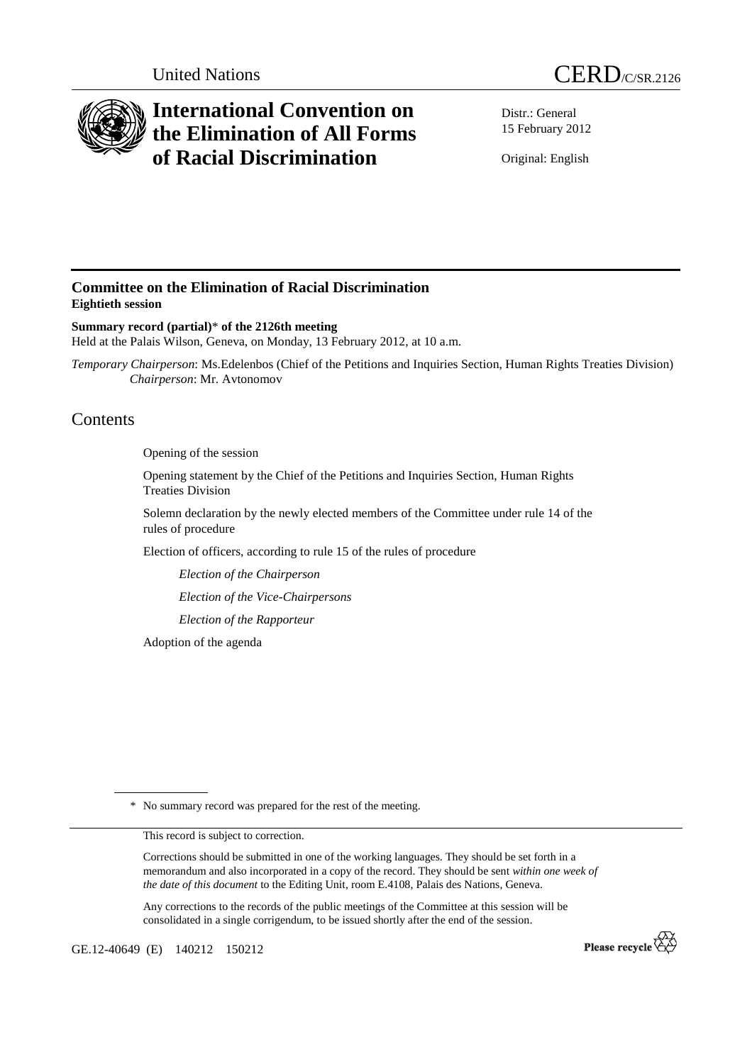United Nations

# CERD/C/SR.2126

## International Convention on the Elimination of All Forms of Racial Discrimination

Distr.: General
15 February 2012

Original: English

## Committee on the Elimination of Racial Discrimination
**Eightieth session**

**Summary record (partial)* of the 2126th meeting**
Held at the Palais Wilson, Geneva, on Monday, 13 February 2012, at 10 a.m.

*Temporary Chairperson*: Ms.Edelenbos (Chief of the Petitions and Inquiries Section, Human Rights Treaties Division)
*Chairperson*: Mr. Avtonomov

# Contents

Opening of the session

Opening statement by the Chief of the Petitions and Inquiries Section, Human Rights Treaties Division

Solemn declaration by the newly elected members of the Committee under rule 14 of the rules of procedure

Election of officers, according to rule 15 of the rules of procedure

*Election of the Chairperson*

*Election of the Vice-Chairpersons*

*Election of the Rapporteur*

Adoption of the agenda

---

\* No summary record was prepared for the rest of the meeting.

This record is subject to correction.

Corrections should be submitted in one of the working languages. They should be set forth in a memorandum and also incorporated in a copy of the record. They should be sent *within one week of the date of this document* to the Editing Unit, room E.4108, Palais des Nations, Geneva.

Any corrections to the records of the public meetings of the Committee at this session will be consolidated in a single corrigendum, to be issued shortly after the end of the session.

GE.12-40649 (E) 140212 150212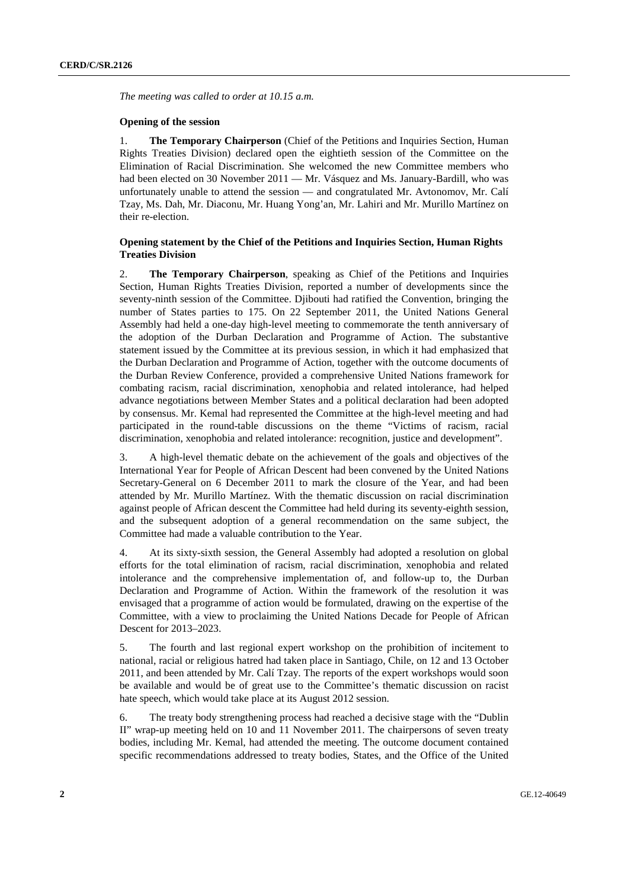*The meeting was called to order at 10.15 a.m.*

**Opening of the session**

1. **The Temporary Chairperson** (Chief of the Petitions and Inquiries Section, Human Rights Treaties Division) declared open the eightieth session of the Committee on the Elimination of Racial Discrimination. She welcomed the new Committee members who had been elected on 30 November 2011 — Mr. Vásquez and Ms. January-Bardill, who was unfortunately unable to attend the session — and congratulated Mr. Avtonomov, Mr. Calí Tzay, Ms. Dah, Mr. Diaconu, Mr. Huang Yong'an, Mr. Lahiri and Mr. Murillo Martínez on their re-election.

**Opening statement by the Chief of the Petitions and Inquiries Section, Human Rights Treaties Division**

2. **The Temporary Chairperson**, speaking as Chief of the Petitions and Inquiries Section, Human Rights Treaties Division, reported a number of developments since the seventy-ninth session of the Committee. Djibouti had ratified the Convention, bringing the number of States parties to 175. On 22 September 2011, the United Nations General Assembly had held a one-day high-level meeting to commemorate the tenth anniversary of the adoption of the Durban Declaration and Programme of Action. The substantive statement issued by the Committee at its previous session, in which it had emphasized that the Durban Declaration and Programme of Action, together with the outcome documents of the Durban Review Conference, provided a comprehensive United Nations framework for combating racism, racial discrimination, xenophobia and related intolerance, had helped advance negotiations between Member States and a political declaration had been adopted by consensus. Mr. Kemal had represented the Committee at the high-level meeting and had participated in the round-table discussions on the theme "Victims of racism, racial discrimination, xenophobia and related intolerance: recognition, justice and development".

3. A high-level thematic debate on the achievement of the goals and objectives of the International Year for People of African Descent had been convened by the United Nations Secretary-General on 6 December 2011 to mark the closure of the Year, and had been attended by Mr. Murillo Martínez. With the thematic discussion on racial discrimination against people of African descent the Committee had held during its seventy-eighth session, and the subsequent adoption of a general recommendation on the same subject, the Committee had made a valuable contribution to the Year.

4. At its sixty-sixth session, the General Assembly had adopted a resolution on global efforts for the total elimination of racism, racial discrimination, xenophobia and related intolerance and the comprehensive implementation of, and follow-up to, the Durban Declaration and Programme of Action. Within the framework of the resolution it was envisaged that a programme of action would be formulated, drawing on the expertise of the Committee, with a view to proclaiming the United Nations Decade for People of African Descent for 2013–2023.

5. The fourth and last regional expert workshop on the prohibition of incitement to national, racial or religious hatred had taken place in Santiago, Chile, on 12 and 13 October 2011, and been attended by Mr. Calí Tzay. The reports of the expert workshops would soon be available and would be of great use to the Committee's thematic discussion on racist hate speech, which would take place at its August 2012 session.

6. The treaty body strengthening process had reached a decisive stage with the "Dublin II" wrap-up meeting held on 10 and 11 November 2011. The chairpersons of seven treaty bodies, including Mr. Kemal, had attended the meeting. The outcome document contained specific recommendations addressed to treaty bodies, States, and the Office of the United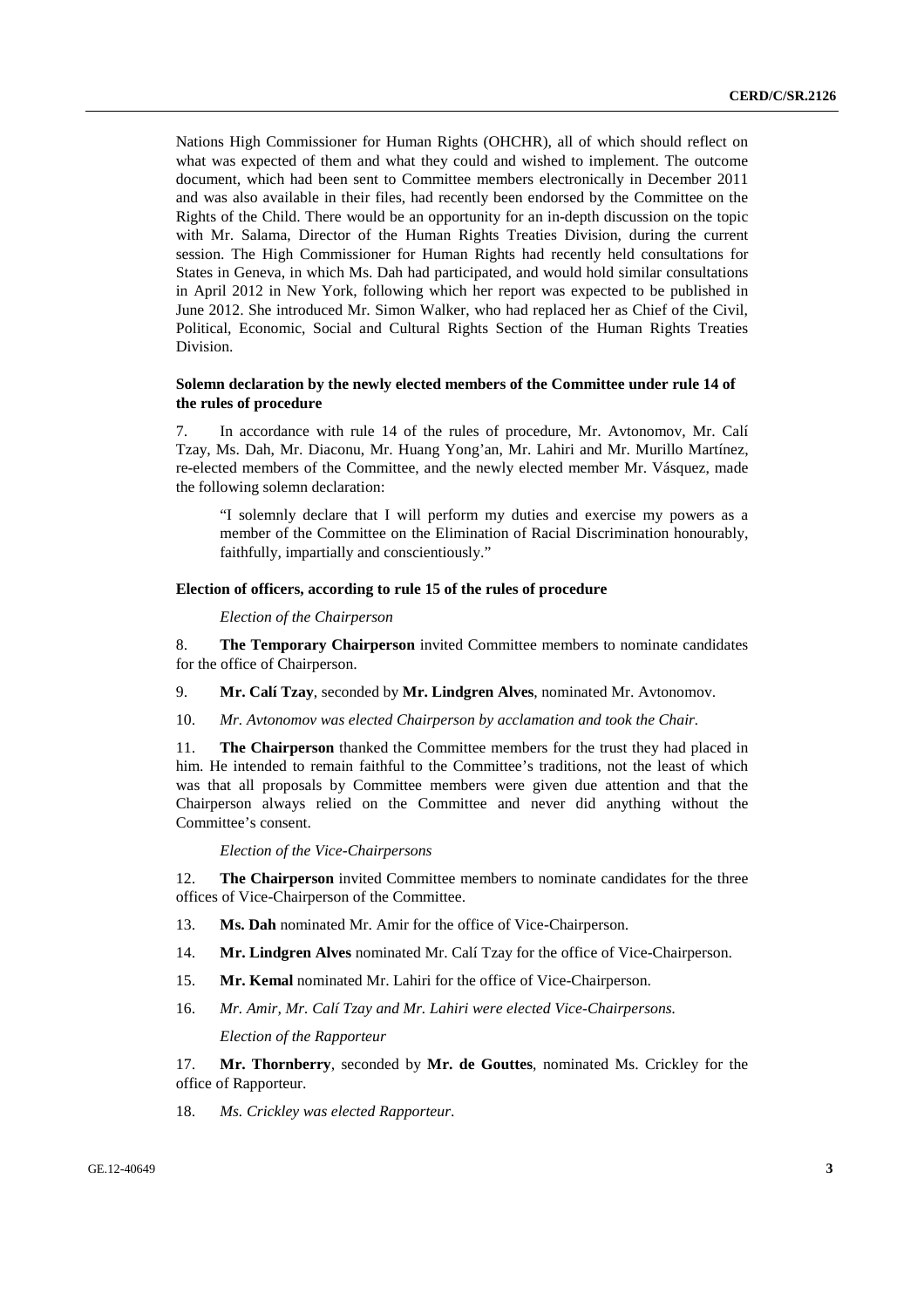Nations High Commissioner for Human Rights (OHCHR), all of which should reflect on what was expected of them and what they could and wished to implement. The outcome document, which had been sent to Committee members electronically in December 2011 and was also available in their files, had recently been endorsed by the Committee on the Rights of the Child. There would be an opportunity for an in-depth discussion on the topic with Mr. Salama, Director of the Human Rights Treaties Division, during the current session. The High Commissioner for Human Rights had recently held consultations for States in Geneva, in which Ms. Dah had participated, and would hold similar consultations in April 2012 in New York, following which her report was expected to be published in June 2012. She introduced Mr. Simon Walker, who had replaced her as Chief of the Civil, Political, Economic, Social and Cultural Rights Section of the Human Rights Treaties Division.

### Solemn declaration by the newly elected members of the Committee under rule 14 of the rules of procedure

7. In accordance with rule 14 of the rules of procedure, Mr. Avtonomov, Mr. Calí Tzay, Ms. Dah, Mr. Diaconu, Mr. Huang Yong'an, Mr. Lahiri and Mr. Murillo Martínez, re-elected members of the Committee, and the newly elected member Mr. Vásquez, made the following solemn declaration:

> "I solemnly declare that I will perform my duties and exercise my powers as a member of the Committee on the Elimination of Racial Discrimination honourably, faithfully, impartially and conscientiously."

### Election of officers, according to rule 15 of the rules of procedure

*Election of the Chairperson*

8. **The Temporary Chairperson** invited Committee members to nominate candidates for the office of Chairperson.

9. **Mr. Calí Tzay**, seconded by **Mr. Lindgren Alves**, nominated Mr. Avtonomov.

10. *Mr. Avtonomov was elected Chairperson by acclamation and took the Chair.*

11. **The Chairperson** thanked the Committee members for the trust they had placed in him. He intended to remain faithful to the Committee's traditions, not the least of which was that all proposals by Committee members were given due attention and that the Chairperson always relied on the Committee and never did anything without the Committee's consent.

*Election of the Vice-Chairpersons*

12. **The Chairperson** invited Committee members to nominate candidates for the three offices of Vice-Chairperson of the Committee.

13. **Ms. Dah** nominated Mr. Amir for the office of Vice-Chairperson.

14. **Mr. Lindgren Alves** nominated Mr. Calí Tzay for the office of Vice-Chairperson.

15. **Mr. Kemal** nominated Mr. Lahiri for the office of Vice-Chairperson.

16. *Mr. Amir, Mr. Calí Tzay and Mr. Lahiri were elected Vice-Chairpersons.*

*Election of the Rapporteur*

17. **Mr. Thornberry**, seconded by **Mr. de Gouttes**, nominated Ms. Crickley for the office of Rapporteur.

18. *Ms. Crickley was elected Rapporteur.*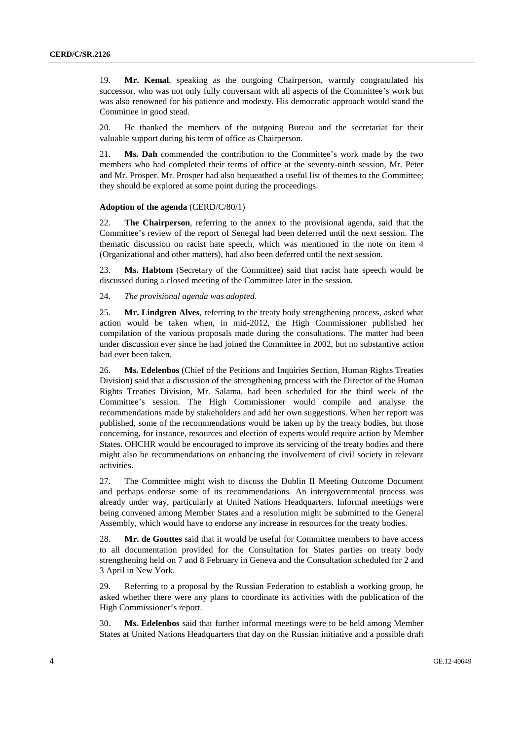19. **Mr. Kemal**, speaking as the outgoing Chairperson, warmly congratulated his successor, who was not only fully conversant with all aspects of the Committee's work but was also renowned for his patience and modesty. His democratic approach would stand the Committee in good stead.

20. He thanked the members of the outgoing Bureau and the secretariat for their valuable support during his term of office as Chairperson.

21. **Ms. Dah** commended the contribution to the Committee's work made by the two members who had completed their terms of office at the seventy-ninth session, Mr. Peter and Mr. Prosper. Mr. Prosper had also bequeathed a useful list of themes to the Committee; they should be explored at some point during the proceedings.

**Adoption of the agenda** (CERD/C/80/1)

22. **The Chairperson**, referring to the annex to the provisional agenda, said that the Committee's review of the report of Senegal had been deferred until the next session. The thematic discussion on racist hate speech, which was mentioned in the note on item 4 (Organizational and other matters), had also been deferred until the next session.

23. **Ms. Habtom** (Secretary of the Committee) said that racist hate speech would be discussed during a closed meeting of the Committee later in the session.

24. *The provisional agenda was adopted*.

25. **Mr. Lindgren Alves**, referring to the treaty body strengthening process, asked what action would be taken when, in mid-2012, the High Commissioner published her compilation of the various proposals made during the consultations. The matter had been under discussion ever since he had joined the Committee in 2002, but no substantive action had ever been taken.

26. **Ms. Edelenbos** (Chief of the Petitions and Inquiries Section, Human Rights Treaties Division) said that a discussion of the strengthening process with the Director of the Human Rights Treaties Division, Mr. Salama, had been scheduled for the third week of the Committee's session. The High Commissioner would compile and analyse the recommendations made by stakeholders and add her own suggestions. When her report was published, some of the recommendations would be taken up by the treaty bodies, but those concerning, for instance, resources and election of experts would require action by Member States. OHCHR would be encouraged to improve its servicing of the treaty bodies and there might also be recommendations on enhancing the involvement of civil society in relevant activities.

27. The Committee might wish to discuss the Dublin II Meeting Outcome Document and perhaps endorse some of its recommendations. An intergovernmental process was already under way, particularly at United Nations Headquarters. Informal meetings were being convened among Member States and a resolution might be submitted to the General Assembly, which would have to endorse any increase in resources for the treaty bodies.

28. **Mr. de Gouttes** said that it would be useful for Committee members to have access to all documentation provided for the Consultation for States parties on treaty body strengthening held on 7 and 8 February in Geneva and the Consultation scheduled for 2 and 3 April in New York.

29. Referring to a proposal by the Russian Federation to establish a working group, he asked whether there were any plans to coordinate its activities with the publication of the High Commissioner's report.

30. **Ms. Edelenbos** said that further informal meetings were to be held among Member States at United Nations Headquarters that day on the Russian initiative and a possible draft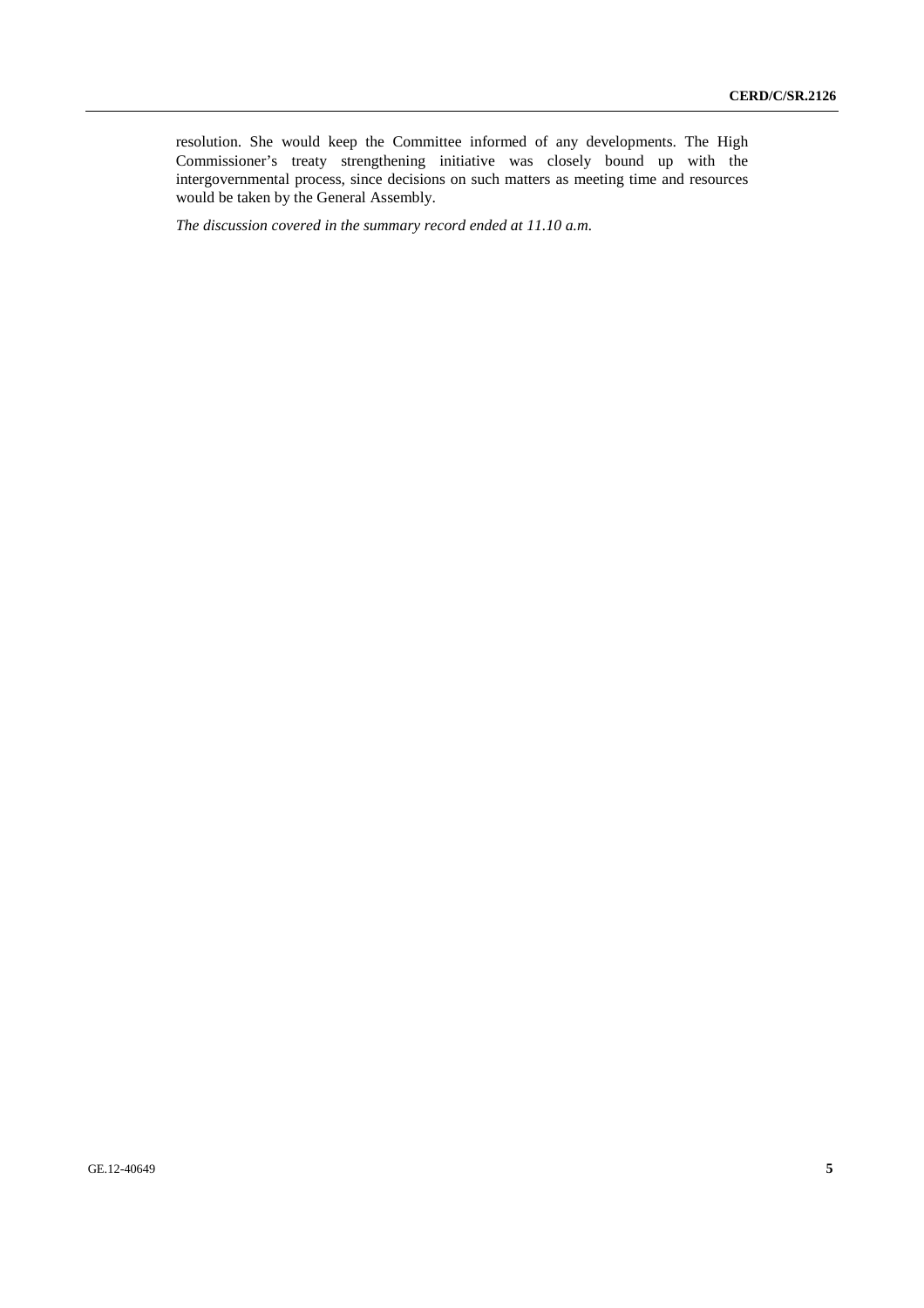resolution. She would keep the Committee informed of any developments. The High Commissioner's treaty strengthening initiative was closely bound up with the intergovernmental process, since decisions on such matters as meeting time and resources would be taken by the General Assembly.

*The discussion covered in the summary record ended at 11.10 a.m.*